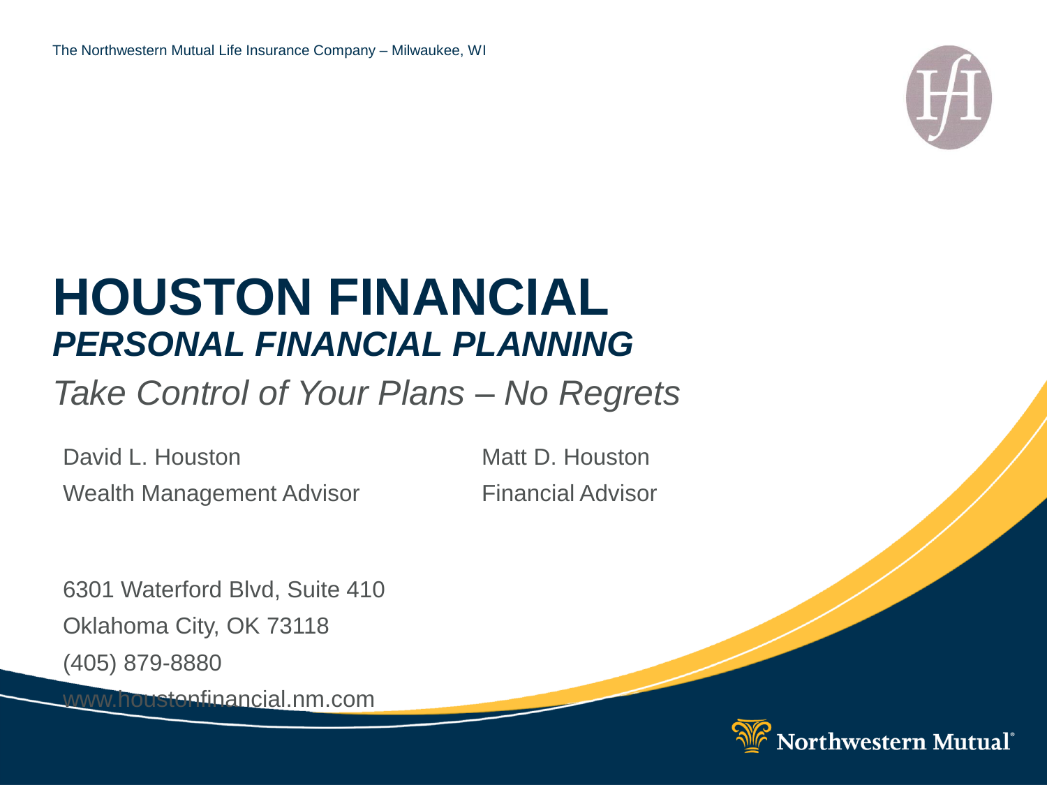The Northwestern Mutual Life Insurance Company – Milwaukee, WI

# HOUSTON FINANCIAL

## *PERSONAL FINANCIAL PLANNING*

*Take Control of Your Plans – No Regrets*

David L. Houston
Wealth Management Advisor

Matt D. Houston
Financial Advisor

6301 Waterford Blvd, Suite 410
Oklahoma City, OK 73118
(405) 879-8880
www.houstonfinancial.nm.com

Northwestern Mutual®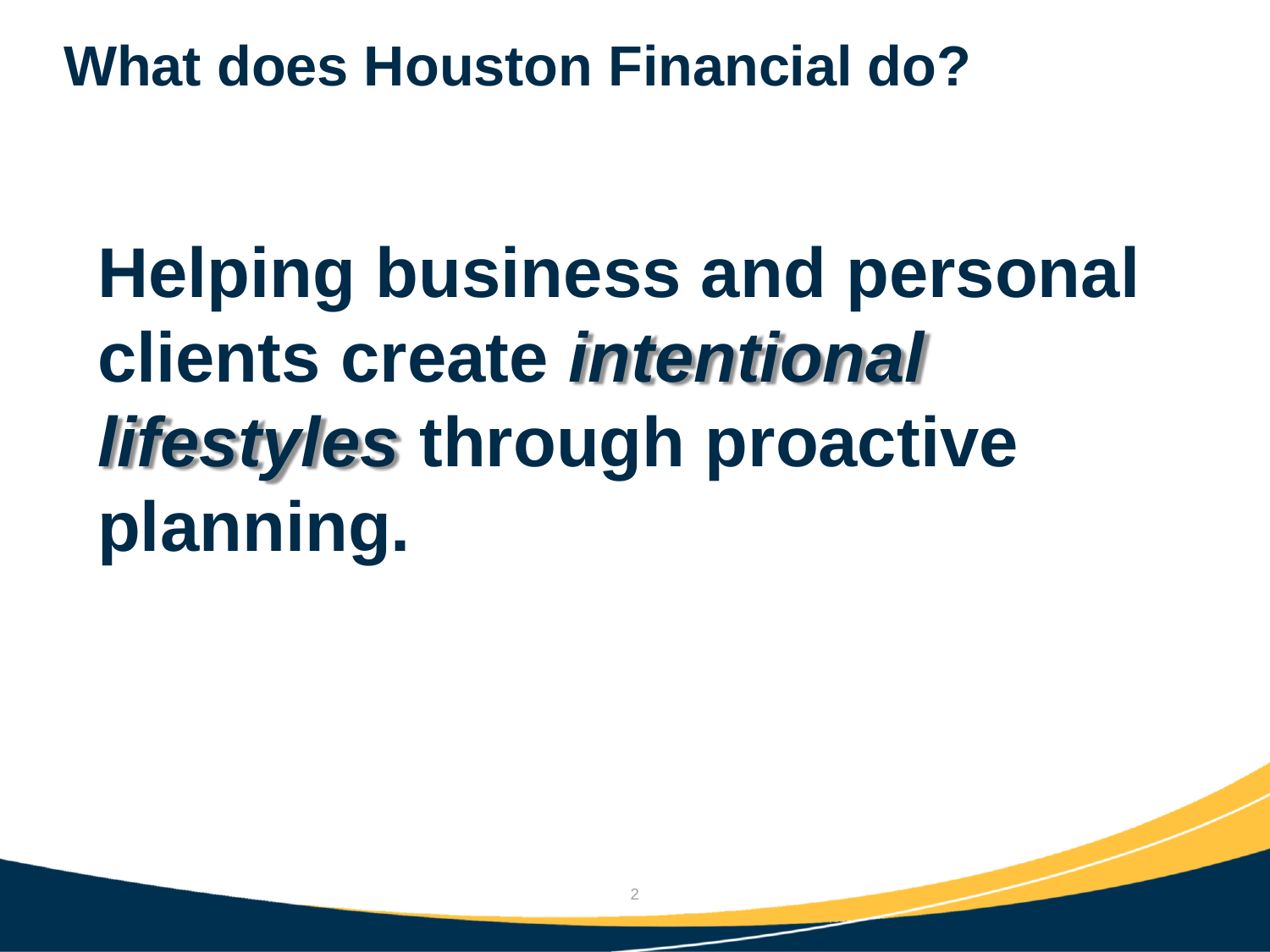# What does Houston Financial do?

**Helping business and personal clients create *intentional lifestyles* through proactive planning.**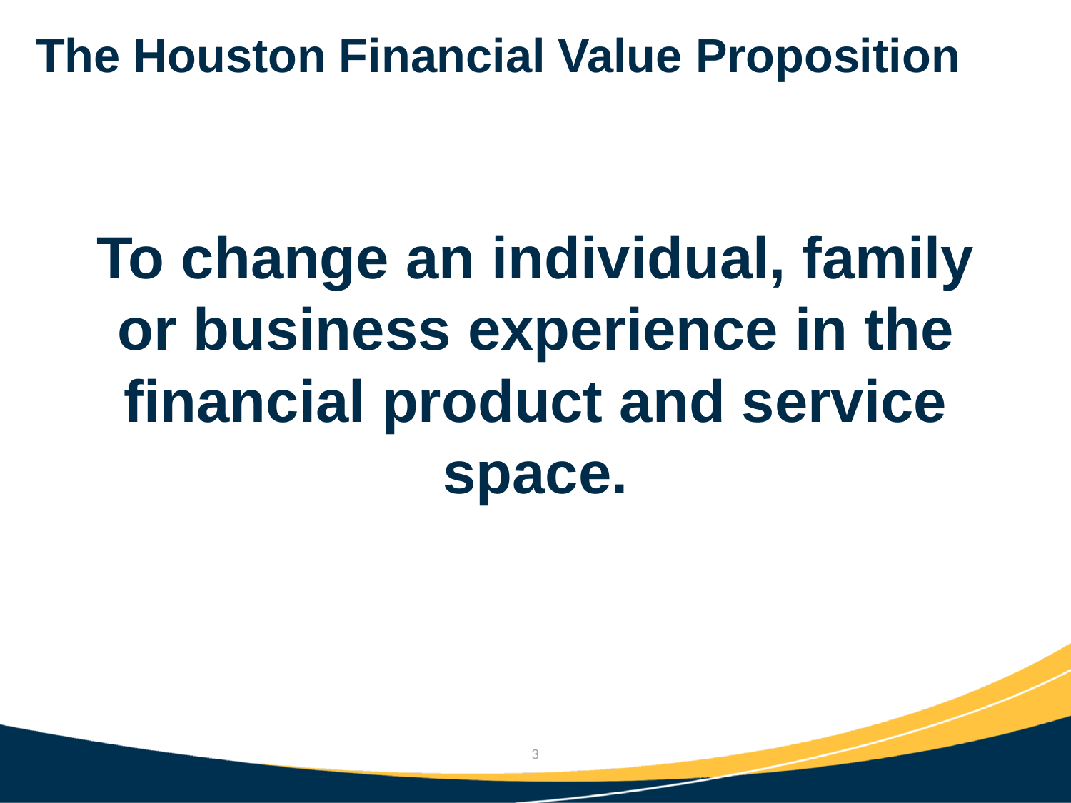# The Houston Financial Value Proposition

**To change an individual, family or business experience in the financial product and service space.**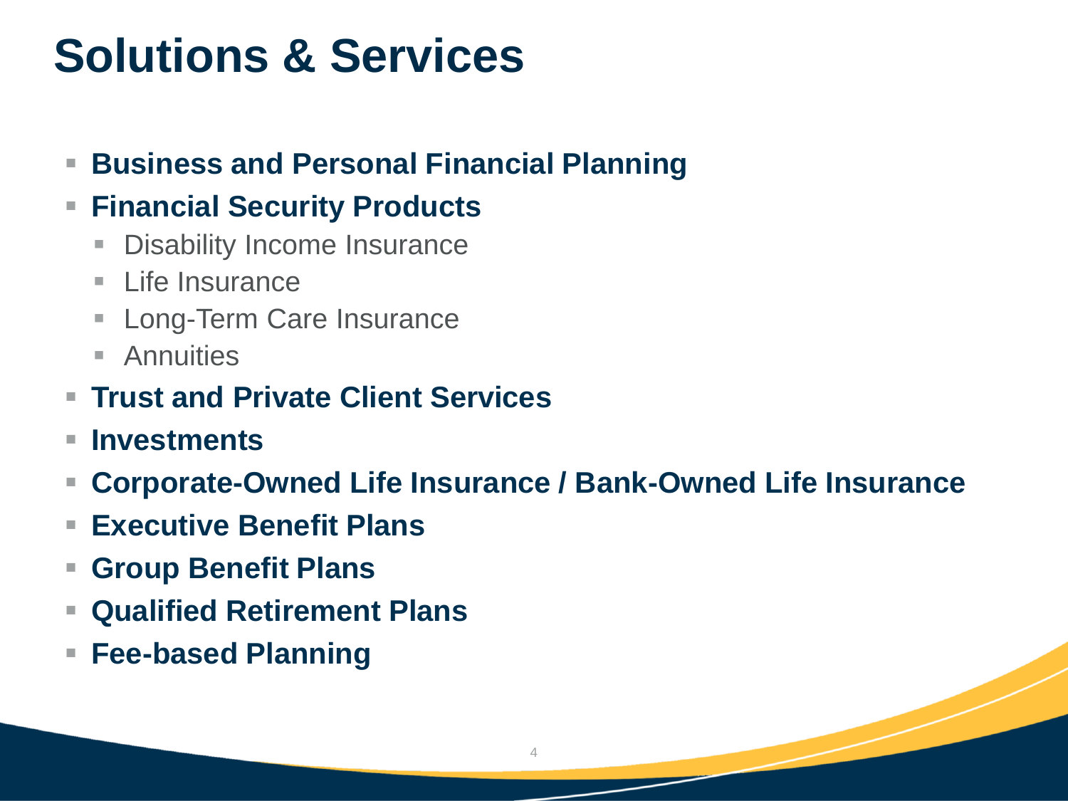# Solutions & Services

- **Business and Personal Financial Planning**
- **Financial Security Products**
  - Disability Income Insurance
  - Life Insurance
  - Long-Term Care Insurance
  - Annuities
- **Trust and Private Client Services**
- **Investments**
- **Corporate-Owned Life Insurance / Bank-Owned Life Insurance**
- **Executive Benefit Plans**
- **Group Benefit Plans**
- **Qualified Retirement Plans**
- **Fee-based Planning**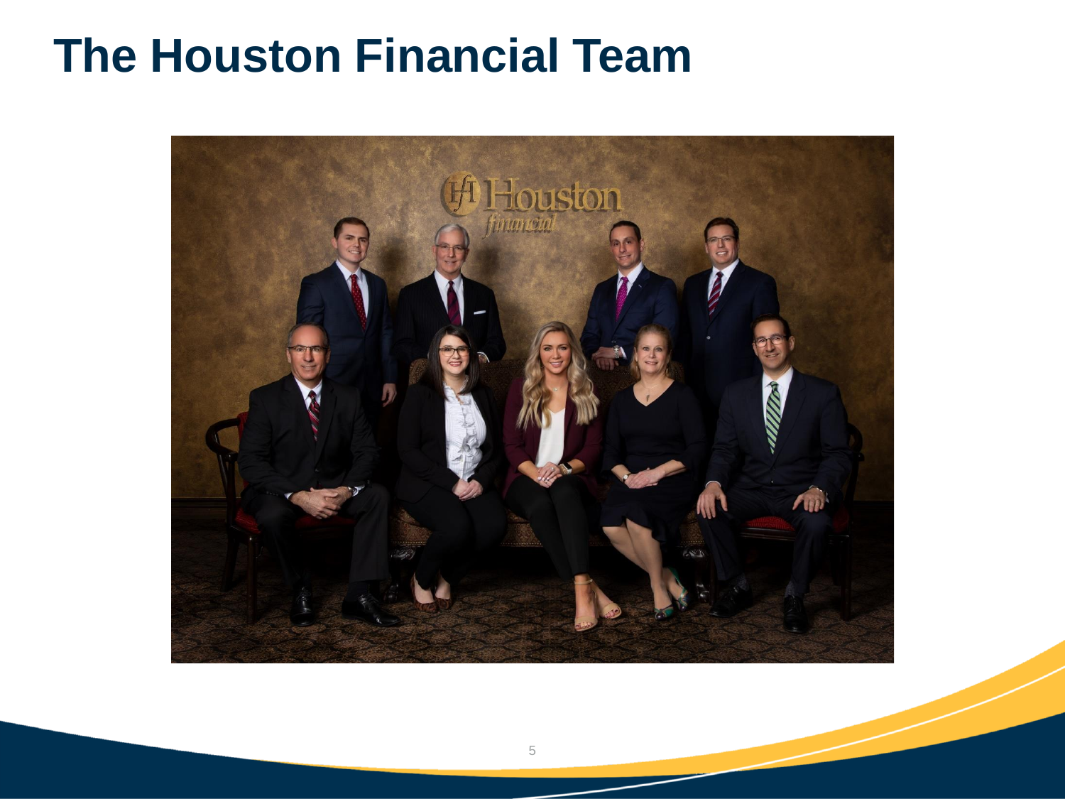# The Houston Financial Team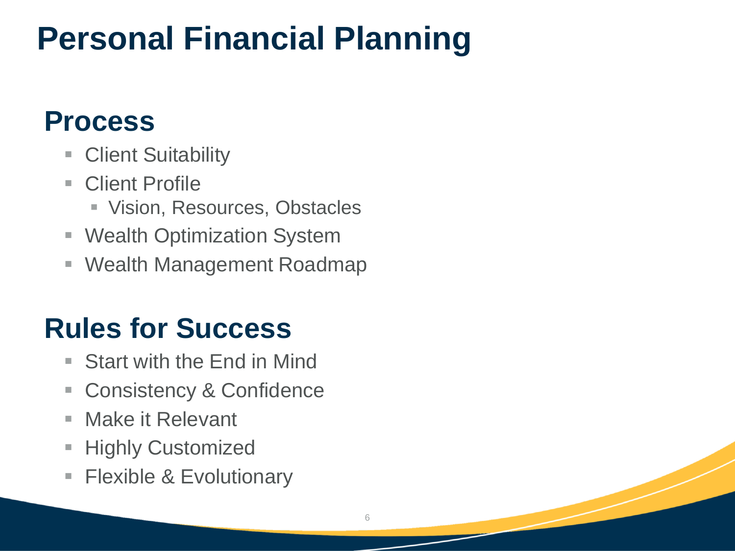# Personal Financial Planning

## Process

- Client Suitability
- Client Profile
  - Vision, Resources, Obstacles
- Wealth Optimization System
- Wealth Management Roadmap

## Rules for Success

- Start with the End in Mind
- Consistency & Confidence
- Make it Relevant
- Highly Customized
- Flexible & Evolutionary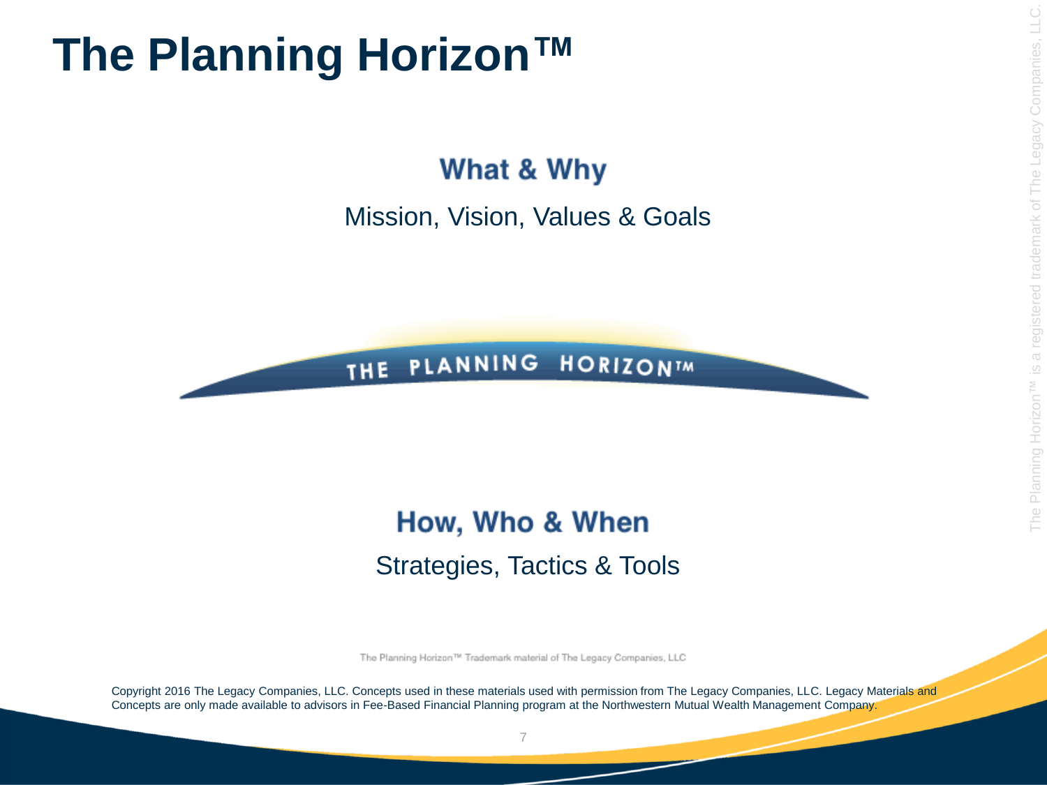# The Planning Horizon™

## What & Why

Mission, Vision, Values & Goals

THE PLANNING HORIZON™

## How, Who & When

Strategies, Tactics & Tools

The Planning Horizon™ Trademark material of The Legacy Companies, LLC

Copyright 2016 The Legacy Companies, LLC. Concepts used in these materials used with permission from The Legacy Companies, LLC. Legacy Materials and Concepts are only made available to advisors in Fee-Based Financial Planning program at the Northwestern Mutual Wealth Management Company.

The Planning Horizon™ is a registered trademark of The Legacy Companies, LLC.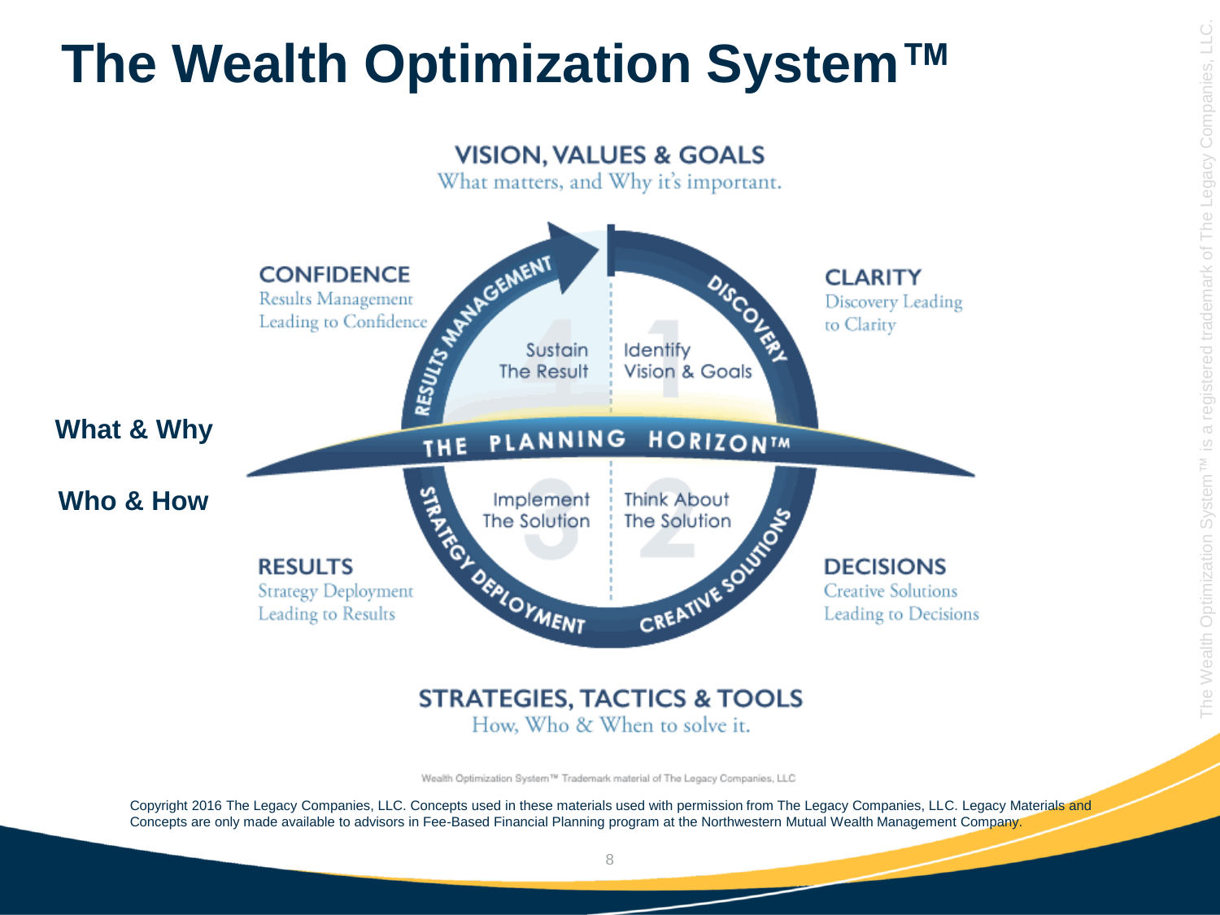# The Wealth Optimization System™

**VISION, VALUES & GOALS**
What matters, and Why it's important.

**CONFIDENCE**
Results Management Leading to Confidence

**CLARITY**
Discovery Leading to Clarity

**What & Why**

**Who & How**

RESULTS MANAGEMENT — Sustain The Result

DISCOVERY — Identify Vision & Goals

THE PLANNING HORIZON™

STRATEGY DEPLOYMENT — Implement The Solution

CREATIVE SOLUTIONS — Think About The Solution

**RESULTS**
Strategy Deployment Leading to Results

**DECISIONS**
Creative Solutions Leading to Decisions

**STRATEGIES, TACTICS & TOOLS**
How, Who & When to solve it.

Wealth Optimization System™ Trademark material of The Legacy Companies, LLC

Copyright 2016 The Legacy Companies, LLC. Concepts used in these materials used with permission from The Legacy Companies, LLC. Legacy Materials and Concepts are only made available to advisors in Fee-Based Financial Planning program at the Northwestern Mutual Wealth Management Company.

The Wealth Optimization System™ is a registered trademark of The Legacy Companies, LLC.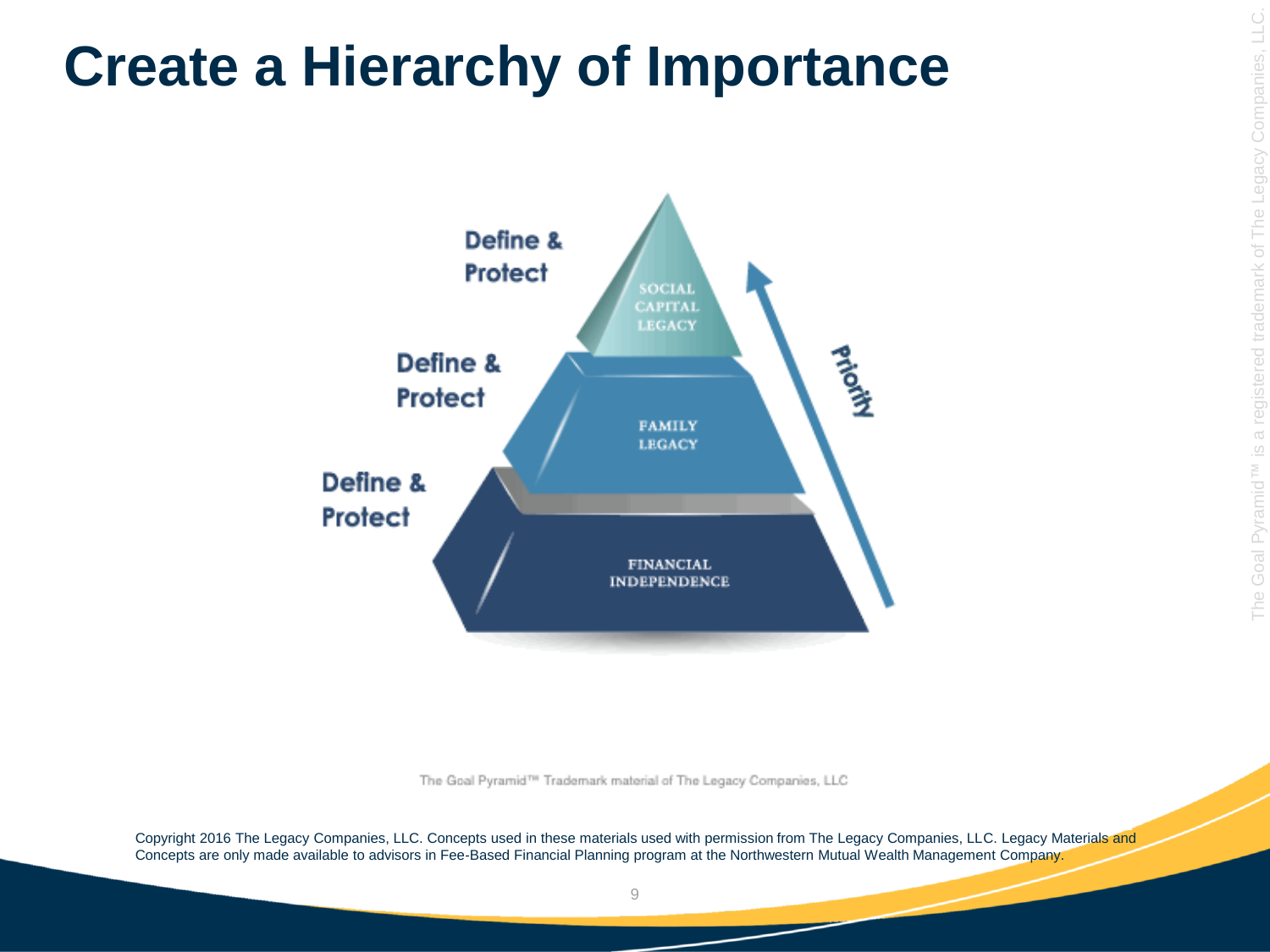# Create a Hierarchy of Importance

Define & Protect

SOCIAL CAPITAL LEGACY

Define & Protect

FAMILY LEGACY

Define & Protect

FINANCIAL INDEPENDENCE

Priority

The Goal Pyramid™ Trademark material of The Legacy Companies, LLC

Copyright 2016 The Legacy Companies, LLC. Concepts used in these materials used with permission from The Legacy Companies, LLC. Legacy Materials and Concepts are only made available to advisors in Fee-Based Financial Planning program at the Northwestern Mutual Wealth Management Company.

The Goal Pyramid™ is a registered trademark of The Legacy Companies, LLC.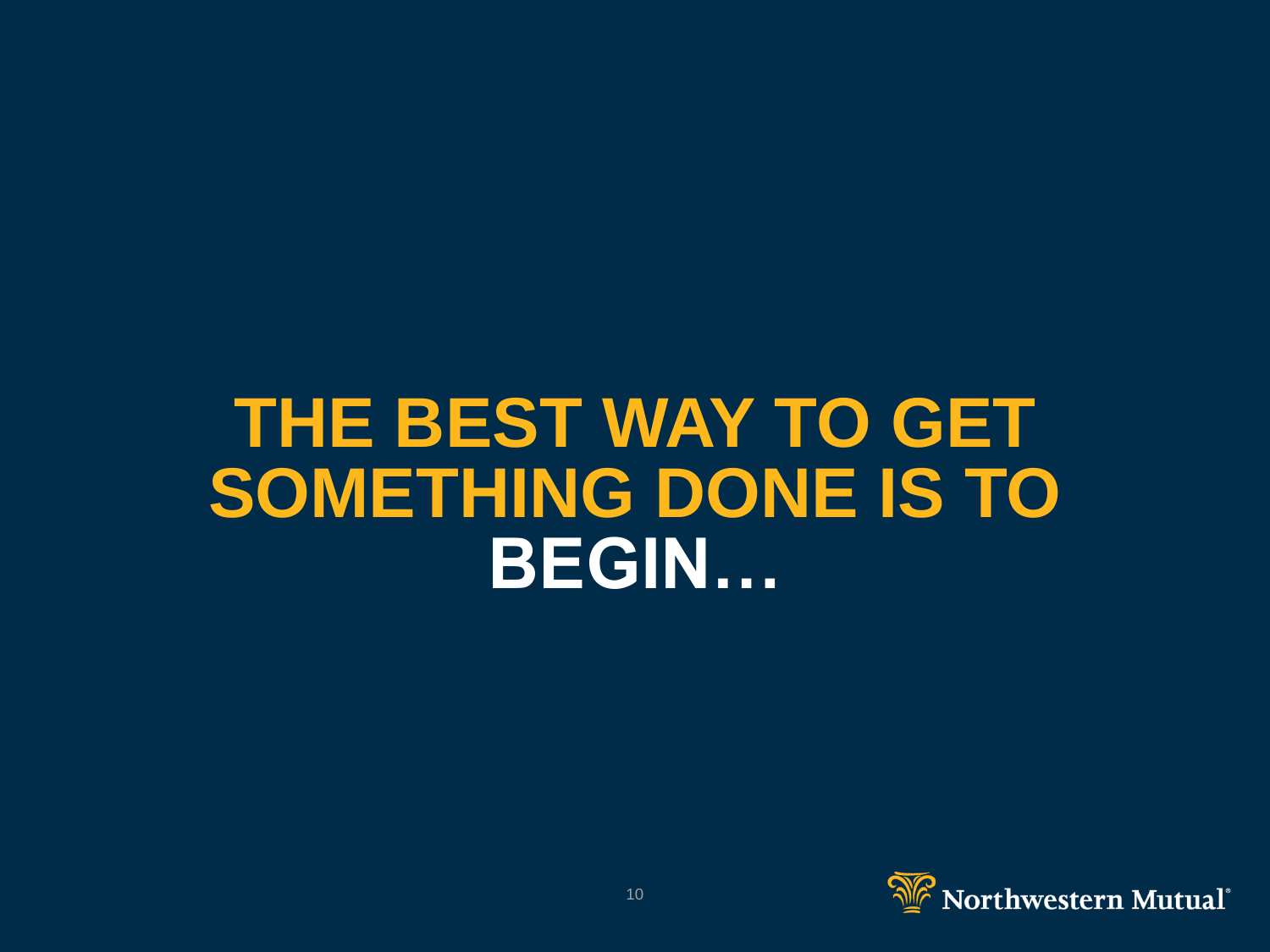# THE BEST WAY TO GET SOMETHING DONE IS TO BEGIN…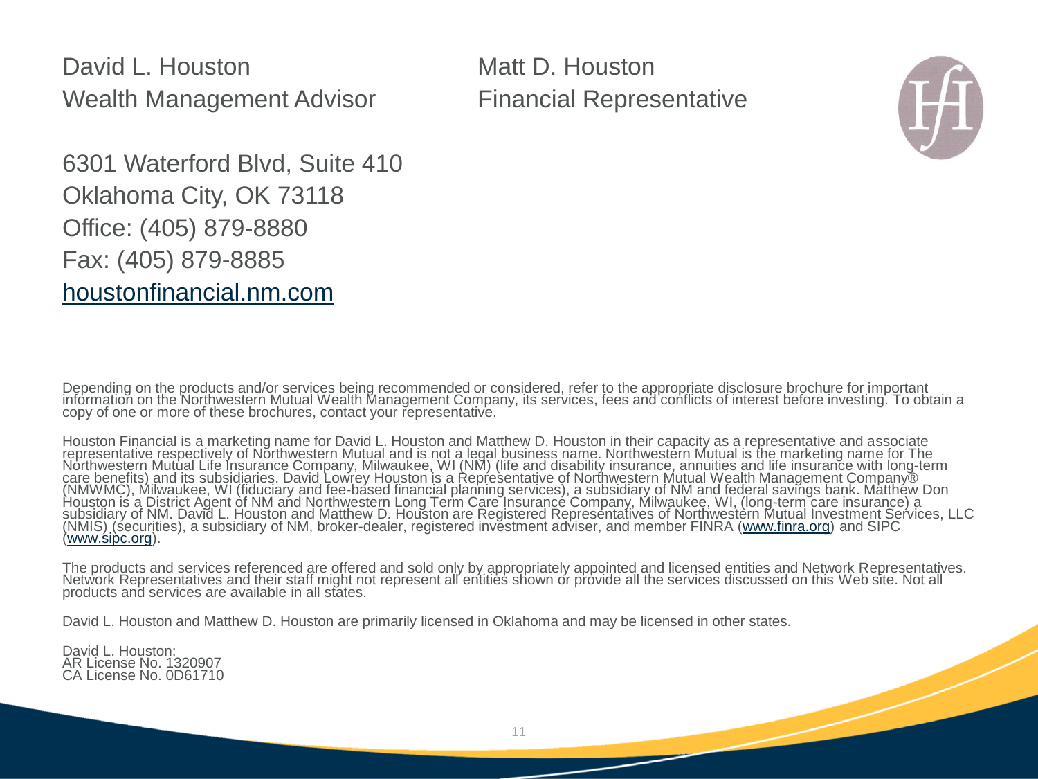David L. Houston
Wealth Management Advisor

Matt D. Houston
Financial Representative

6301 Waterford Blvd, Suite 410
Oklahoma City, OK 73118
Office: (405) 879-8880
Fax: (405) 879-8885
houstonfinancial.nm.com

Depending on the products and/or services being recommended or considered, refer to the appropriate disclosure brochure for important information on the Northwestern Mutual Wealth Management Company, its services, fees and conflicts of interest before investing. To obtain a copy of one or more of these brochures, contact your representative.

Houston Financial is a marketing name for David L. Houston and Matthew D. Houston in their capacity as a representative and associate representative respectively of Northwestern Mutual and is not a legal business name. Northwestern Mutual is the marketing name for The Northwestern Mutual Life Insurance Company, Milwaukee, WI (NM) (life and disability insurance, annuities and life insurance with long-term care benefits) and its subsidiaries. David Lowrey Houston is a Representative of Northwestern Mutual Wealth Management Company® (NMWMC), Milwaukee, WI (fiduciary and fee-based financial planning services), a subsidiary of NM and federal savings bank. Matthew Don Houston is a District Agent of NM and Northwestern Long Term Care Insurance Company, Milwaukee, WI, (long-term care insurance) a subsidiary of NM. David L. Houston and Matthew D. Houston are Registered Representatives of Northwestern Mutual Investment Services, LLC (NMIS) (securities), a subsidiary of NM, broker-dealer, registered investment adviser, and member FINRA (www.finra.org) and SIPC (www.sipc.org).

The products and services referenced are offered and sold only by appropriately appointed and licensed entities and Network Representatives. Network Representatives and their staff might not represent all entities shown or provide all the services discussed on this Web site. Not all products and services are available in all states.

David L. Houston and Matthew D. Houston are primarily licensed in Oklahoma and may be licensed in other states.

David L. Houston:
AR License No. 1320907
CA License No. 0D61710